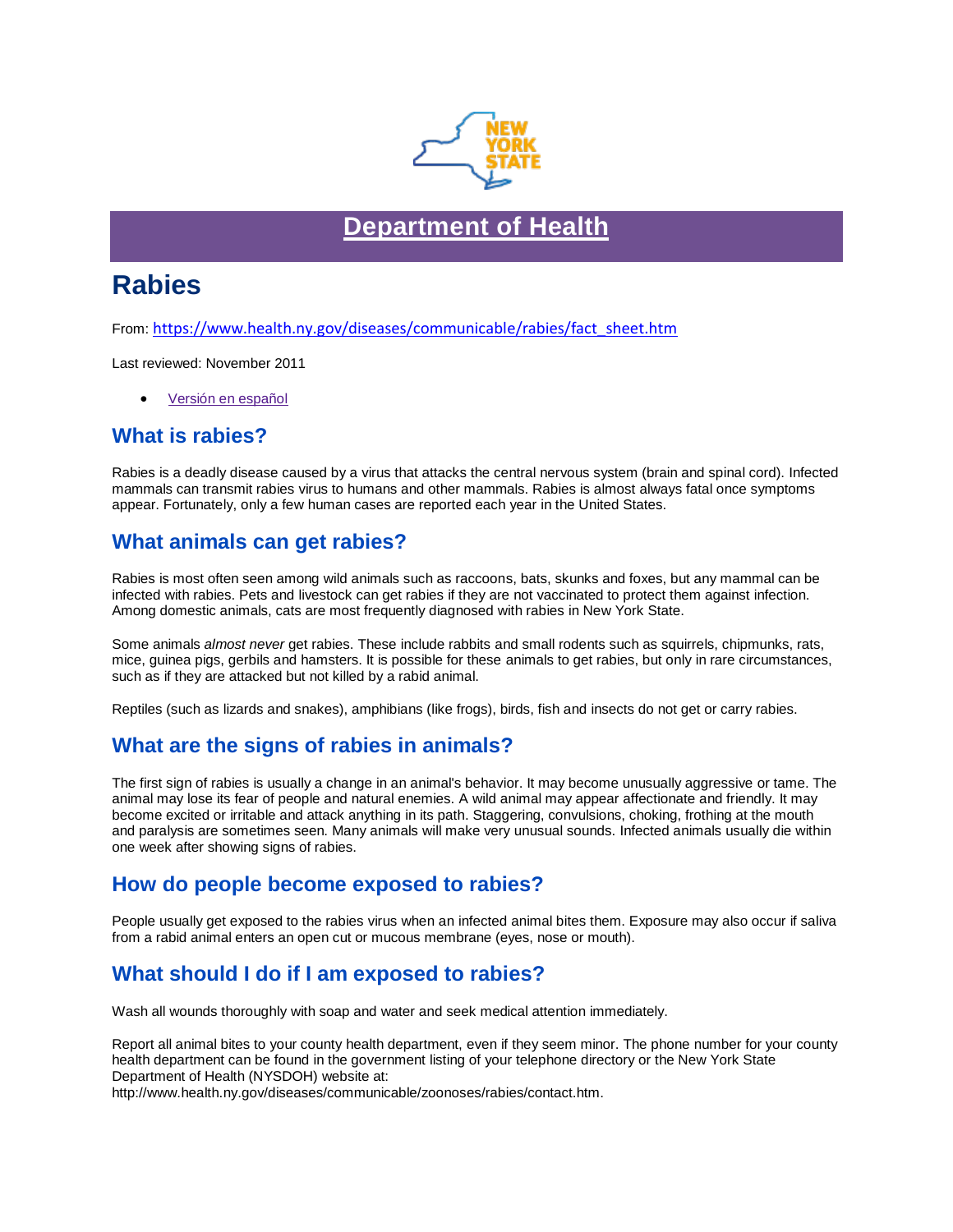# Department of Health

# Rabies

From: https://www.health.ny.gov/diseases/communicable/rabies/fact_sheet.htm

Last reviewed: November 2011

- Versión en español

## What is rabies?

Rabies is a deadly disease caused by a virus that attacks the central nervous system (brain and spinal cord). Infected mammals can transmit rabies virus to humans and other mammals. Rabies is almost always fatal once symptoms appear. Fortunately, only a few human cases are reported each year in the United States.

## What animals can get rabies?

Rabies is most often seen among wild animals such as raccoons, bats, skunks and foxes, but any mammal can be infected with rabies. Pets and livestock can get rabies if they are not vaccinated to protect them against infection. Among domestic animals, cats are most frequently diagnosed with rabies in New York State.

Some animals *almost never* get rabies. These include rabbits and small rodents such as squirrels, chipmunks, rats, mice, guinea pigs, gerbils and hamsters. It is possible for these animals to get rabies, but only in rare circumstances, such as if they are attacked but not killed by a rabid animal.

Reptiles (such as lizards and snakes), amphibians (like frogs), birds, fish and insects do not get or carry rabies.

## What are the signs of rabies in animals?

The first sign of rabies is usually a change in an animal's behavior. It may become unusually aggressive or tame. The animal may lose its fear of people and natural enemies. A wild animal may appear affectionate and friendly. It may become excited or irritable and attack anything in its path. Staggering, convulsions, choking, frothing at the mouth and paralysis are sometimes seen. Many animals will make very unusual sounds. Infected animals usually die within one week after showing signs of rabies.

## How do people become exposed to rabies?

People usually get exposed to the rabies virus when an infected animal bites them. Exposure may also occur if saliva from a rabid animal enters an open cut or mucous membrane (eyes, nose or mouth).

## What should I do if I am exposed to rabies?

Wash all wounds thoroughly with soap and water and seek medical attention immediately.

Report all animal bites to your county health department, even if they seem minor. The phone number for your county health department can be found in the government listing of your telephone directory or the New York State Department of Health (NYSDOH) website at: http://www.health.ny.gov/diseases/communicable/zoonoses/rabies/contact.htm.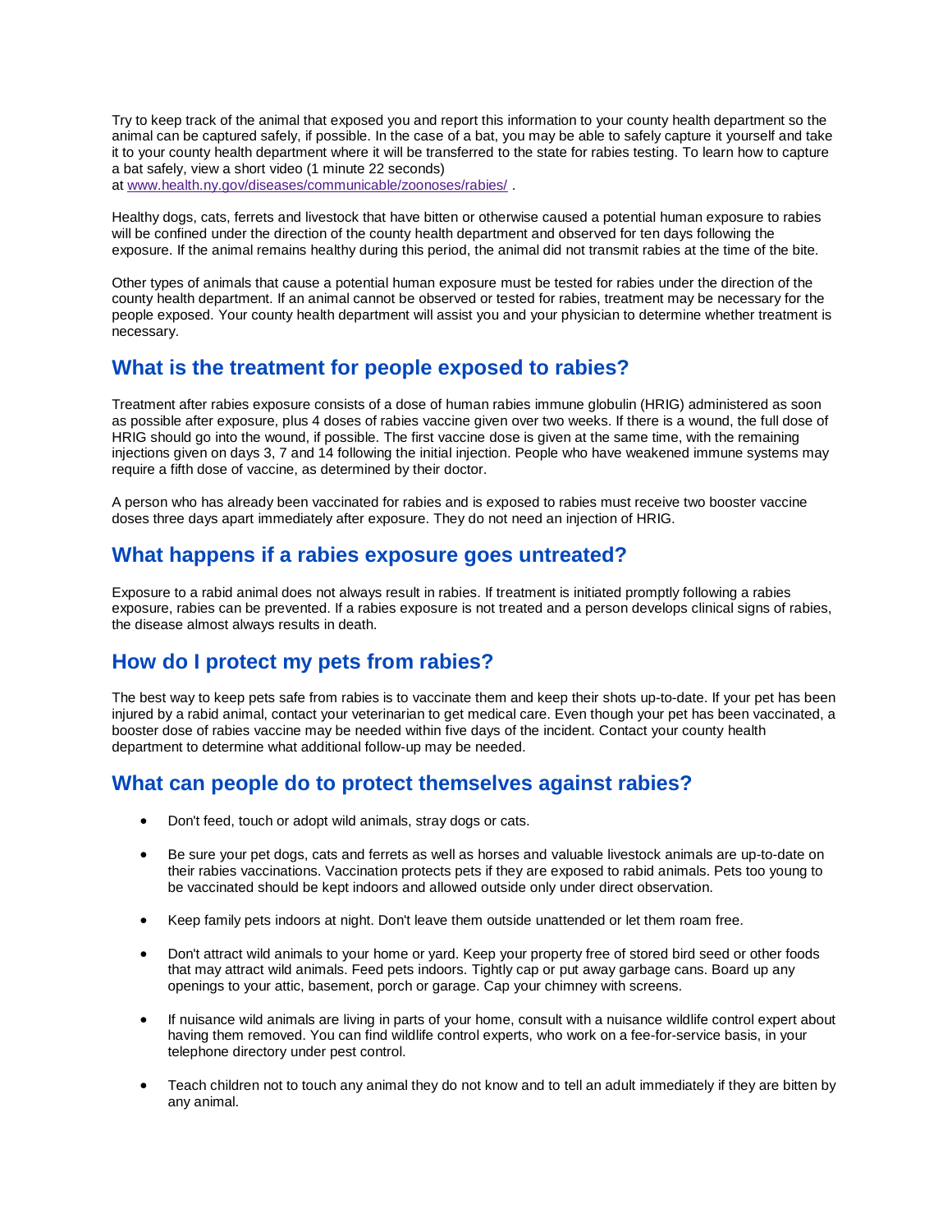Try to keep track of the animal that exposed you and report this information to your county health department so the animal can be captured safely, if possible. In the case of a bat, you may be able to safely capture it yourself and take it to your county health department where it will be transferred to the state for rabies testing. To learn how to capture a bat safely, view a short video (1 minute 22 seconds) at [www.health.ny.gov/diseases/communicable/zoonoses/rabies/](www.health.ny.gov/diseases/communicable/zoonoses/rabies/) .

Healthy dogs, cats, ferrets and livestock that have bitten or otherwise caused a potential human exposure to rabies will be confined under the direction of the county health department and observed for ten days following the exposure. If the animal remains healthy during this period, the animal did not transmit rabies at the time of the bite.

Other types of animals that cause a potential human exposure must be tested for rabies under the direction of the county health department. If an animal cannot be observed or tested for rabies, treatment may be necessary for the people exposed. Your county health department will assist you and your physician to determine whether treatment is necessary.

## What is the treatment for people exposed to rabies?

Treatment after rabies exposure consists of a dose of human rabies immune globulin (HRIG) administered as soon as possible after exposure, plus 4 doses of rabies vaccine given over two weeks. If there is a wound, the full dose of HRIG should go into the wound, if possible. The first vaccine dose is given at the same time, with the remaining injections given on days 3, 7 and 14 following the initial injection. People who have weakened immune systems may require a fifth dose of vaccine, as determined by their doctor.

A person who has already been vaccinated for rabies and is exposed to rabies must receive two booster vaccine doses three days apart immediately after exposure. They do not need an injection of HRIG.

## What happens if a rabies exposure goes untreated?

Exposure to a rabid animal does not always result in rabies. If treatment is initiated promptly following a rabies exposure, rabies can be prevented. If a rabies exposure is not treated and a person develops clinical signs of rabies, the disease almost always results in death.

## How do I protect my pets from rabies?

The best way to keep pets safe from rabies is to vaccinate them and keep their shots up-to-date. If your pet has been injured by a rabid animal, contact your veterinarian to get medical care. Even though your pet has been vaccinated, a booster dose of rabies vaccine may be needed within five days of the incident. Contact your county health department to determine what additional follow-up may be needed.

## What can people do to protect themselves against rabies?

- Don't feed, touch or adopt wild animals, stray dogs or cats.
- Be sure your pet dogs, cats and ferrets as well as horses and valuable livestock animals are up-to-date on their rabies vaccinations. Vaccination protects pets if they are exposed to rabid animals. Pets too young to be vaccinated should be kept indoors and allowed outside only under direct observation.
- Keep family pets indoors at night. Don't leave them outside unattended or let them roam free.
- Don't attract wild animals to your home or yard. Keep your property free of stored bird seed or other foods that may attract wild animals. Feed pets indoors. Tightly cap or put away garbage cans. Board up any openings to your attic, basement, porch or garage. Cap your chimney with screens.
- If nuisance wild animals are living in parts of your home, consult with a nuisance wildlife control expert about having them removed. You can find wildlife control experts, who work on a fee-for-service basis, in your telephone directory under pest control.
- Teach children not to touch any animal they do not know and to tell an adult immediately if they are bitten by any animal.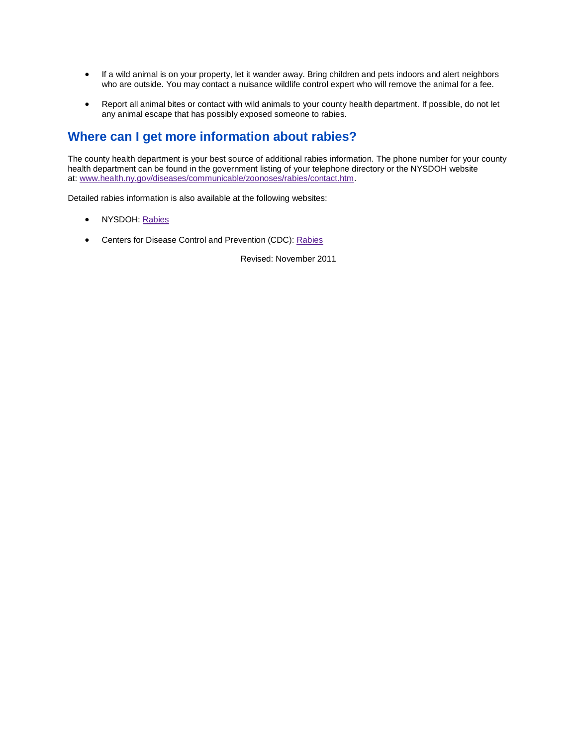- If a wild animal is on your property, let it wander away. Bring children and pets indoors and alert neighbors who are outside. You may contact a nuisance wildlife control expert who will remove the animal for a fee.

- Report all animal bites or contact with wild animals to your county health department. If possible, do not let any animal escape that has possibly exposed someone to rabies.

## Where can I get more information about rabies?

The county health department is your best source of additional rabies information. The phone number for your county health department can be found in the government listing of your telephone directory or the NYSDOH website at: www.health.ny.gov/diseases/communicable/zoonoses/rabies/contact.htm.

Detailed rabies information is also available at the following websites:

- NYSDOH: Rabies

- Centers for Disease Control and Prevention (CDC): Rabies

Revised: November 2011